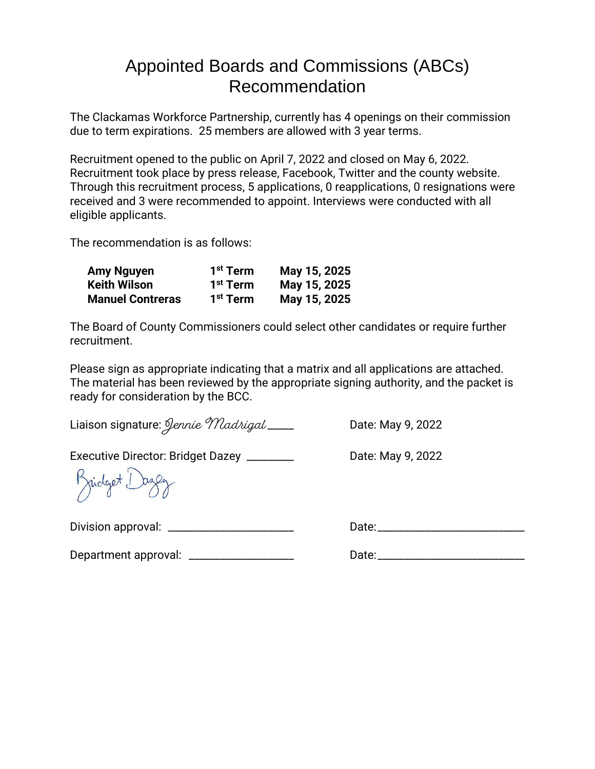# Appointed Boards and Commissions (ABCs) Recommendation

The Clackamas Workforce Partnership, currently has 4 openings on their commission due to term expirations. 25 members are allowed with 3 year terms.

Recruitment opened to the public on April 7, 2022 and closed on May 6, 2022. Recruitment took place by press release, Facebook, Twitter and the county website. Through this recruitment process, 5 applications, 0 reapplications, 0 resignations were received and 3 were recommended to appoint. Interviews were conducted with all eligible applicants.

The recommendation is as follows:

| | | |
|---|---|---|
| **Amy Nguyen** | **1st Term** | **May 15, 2025** |
| **Keith Wilson** | **1st Term** | **May 15, 2025** |
| **Manuel Contreras** | **1st Term** | **May 15, 2025** |

The Board of County Commissioners could select other candidates or require further recruitment.

Please sign as appropriate indicating that a matrix and all applications are attached. The material has been reviewed by the appropriate signing authority, and the packet is ready for consideration by the BCC.

Liaison signature: *Jennie Madrigal* _____ Date: May 9, 2022

Executive Director: Bridget Dazey ________ Date: May 9, 2022

*Bridget Dazey*

Division approval: ______________________ Date:__________________________

Department approval: ___________________ Date:__________________________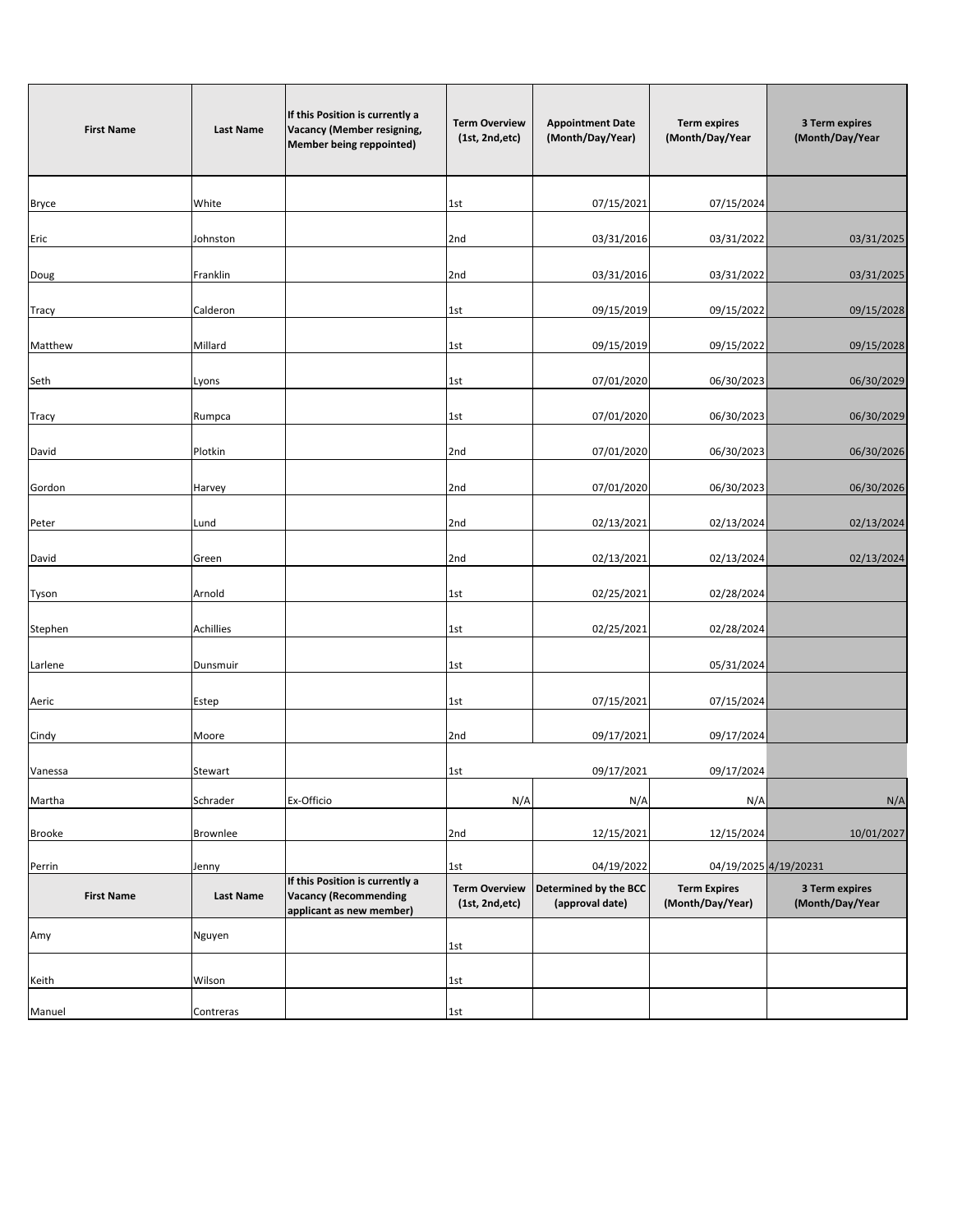| First Name | Last Name | If this Position is currently a Vacancy (Member resigning, Member being reppointed) | Term Overview (1st, 2nd,etc) | Appointment Date (Month/Day/Year) | Term expires (Month/Day/Year | 3 Term expires (Month/Day/Year |
|---|---|---|---|---|---|---|
| Bryce | White | | 1st | 07/15/2021 | 07/15/2024 | |
| Eric | Johnston | | 2nd | 03/31/2016 | 03/31/2022 | 03/31/2025 |
| Doug | Franklin | | 2nd | 03/31/2016 | 03/31/2022 | 03/31/2025 |
| Tracy | Calderon | | 1st | 09/15/2019 | 09/15/2022 | 09/15/2028 |
| Matthew | Millard | | 1st | 09/15/2019 | 09/15/2022 | 09/15/2028 |
| Seth | Lyons | | 1st | 07/01/2020 | 06/30/2023 | 06/30/2029 |
| Tracy | Rumpca | | 1st | 07/01/2020 | 06/30/2023 | 06/30/2029 |
| David | Plotkin | | 2nd | 07/01/2020 | 06/30/2023 | 06/30/2026 |
| Gordon | Harvey | | 2nd | 07/01/2020 | 06/30/2023 | 06/30/2026 |
| Peter | Lund | | 2nd | 02/13/2021 | 02/13/2024 | 02/13/2024 |
| David | Green | | 2nd | 02/13/2021 | 02/13/2024 | 02/13/2024 |
| Tyson | Arnold | | 1st | 02/25/2021 | 02/28/2024 | |
| Stephen | Achillies | | 1st | 02/25/2021 | 02/28/2024 | |
| Larlene | Dunsmuir | | 1st | | 05/31/2024 | |
| Aeric | Estep | | 1st | 07/15/2021 | 07/15/2024 | |
| Cindy | Moore | | 2nd | 09/17/2021 | 09/17/2024 | |
| Vanessa | Stewart | | 1st | 09/17/2021 | 09/17/2024 | |
| Martha | Schrader | Ex-Officio | N/A | N/A | N/A | N/A |
| Brooke | Brownlee | | 2nd | 12/15/2021 | 12/15/2024 | 10/01/2027 |
| Perrin | Jenny | | 1st | 04/19/2022 | 04/19/2025 | 4/19/20231 |

| First Name | Last Name | If this Position is currently a Vacancy (Recommending applicant as new member) | Term Overview (1st, 2nd,etc) | Determined by the BCC (approval date) | Term Expires (Month/Day/Year) | 3 Term expires (Month/Day/Year |
|---|---|---|---|---|---|---|
| Amy | Nguyen | | 1st | | | |
| Keith | Wilson | | 1st | | | |
| Manuel | Contreras | | 1st | | | |